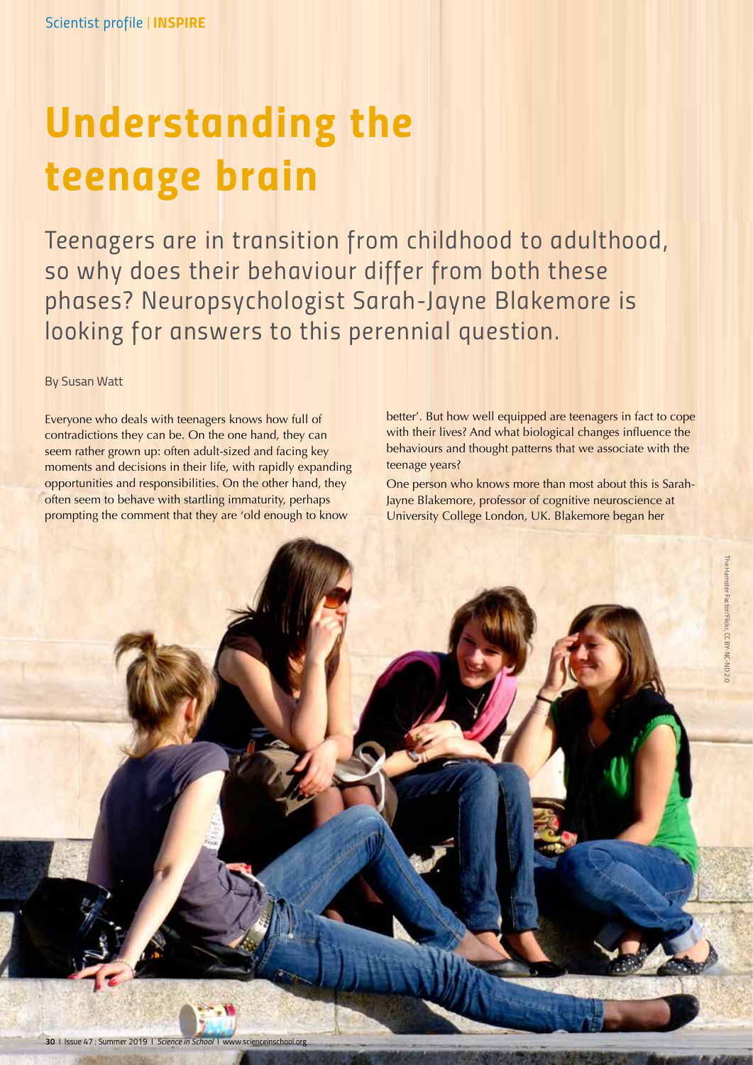# Understanding the teenage brain

Teenagers are in transition from childhood to adulthood, so why does their behaviour differ from both these phases? Neuropsychologist Sarah-Jayne Blakemore is looking for answers to this perennial question.

By Susan Watt

Everyone who deals with teenagers knows how full of contradictions they can be. On the one hand, they can seem rather grown up: often adult-sized and facing key moments and decisions in their life, with rapidly expanding opportunities and responsibilities. On the other hand, they often seem to behave with startling immaturity, perhaps prompting the comment that they are 'old enough to know better'. But how well equipped are teenagers in fact to cope with their lives? And what biological changes influence the behaviours and thought patterns that we associate with the teenage years?

One person who knows more than most about this is Sarah-Jayne Blakemore, professor of cognitive neuroscience at University College London, UK. Blakemore began her

The Hamster Factor/Flickr, CC BY-NC-ND 2.0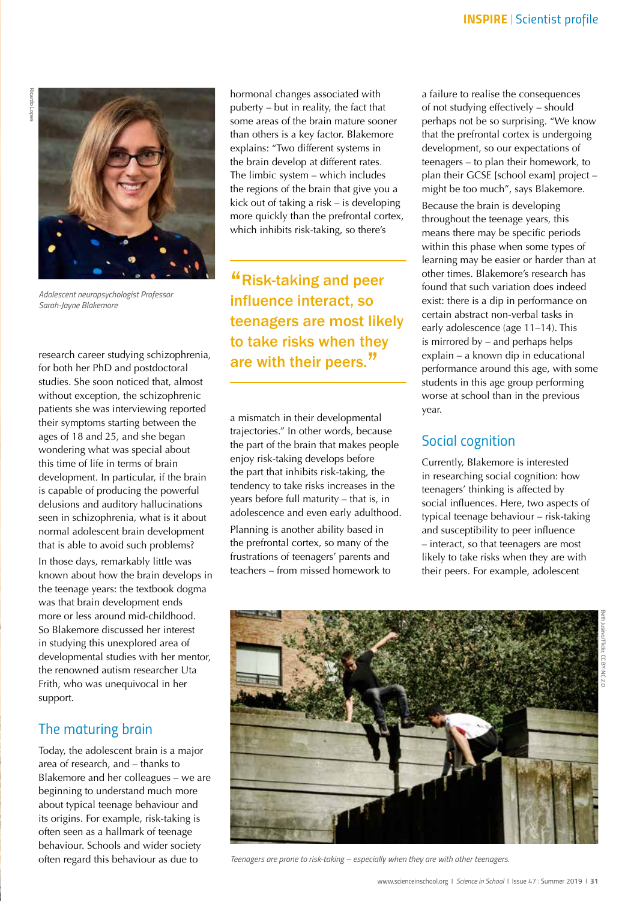*Adolescent neuropsychologist Professor Sarah-Jayne Blakemore*

research career studying schizophrenia, for both her PhD and postdoctoral studies. She soon noticed that, almost without exception, the schizophrenic patients she was interviewing reported their symptoms starting between the ages of 18 and 25, and she began wondering what was special about this time of life in terms of brain development. In particular, if the brain is capable of producing the powerful delusions and auditory hallucinations seen in schizophrenia, what is it about normal adolescent brain development that is able to avoid such problems?

In those days, remarkably little was known about how the brain develops in the teenage years: the textbook dogma was that brain development ends more or less around mid-childhood. So Blakemore discussed her interest in studying this unexplored area of developmental studies with her mentor, the renowned autism researcher Uta Frith, who was unequivocal in her support.

## The maturing brain

Today, the adolescent brain is a major area of research, and – thanks to Blakemore and her colleagues – we are beginning to understand much more about typical teenage behaviour and its origins. For example, risk-taking is often seen as a hallmark of teenage behaviour. Schools and wider society often regard this behaviour as due to hormonal changes associated with puberty – but in reality, the fact that some areas of the brain mature sooner than others is a key factor. Blakemore explains: "Two different systems in the brain develop at different rates. The limbic system – which includes the regions of the brain that give you a kick out of taking a risk – is developing more quickly than the prefrontal cortex, which inhibits risk-taking, so there's a mismatch in their developmental trajectories." In other words, because the part of the brain that makes people enjoy risk-taking develops before the part that inhibits risk-taking, the tendency to take risks increases in the years before full maturity – that is, in adolescence and even early adulthood.

> "Risk-taking and peer influence interact, so teenagers are most likely to take risks when they are with their peers."

Planning is another ability based in the prefrontal cortex, so many of the frustrations of teenagers' parents and teachers – from missed homework to a failure to realise the consequences of not studying effectively – should perhaps not be so surprising. "We know that the prefrontal cortex is undergoing development, so our expectations of teenagers – to plan their homework, to plan their GCSE [school exam] project – might be too much", says Blakemore.

Because the brain is developing throughout the teenage years, this means there may be specific periods within this phase when some types of learning may be easier or harder than at other times. Blakemore's research has found that such variation does indeed exist: there is a dip in performance on certain abstract non-verbal tasks in early adolescence (age 11–14). This is mirrored by – and perhaps helps explain – a known dip in educational performance around this age, with some students in this age group performing worse at school than in the previous year.

## Social cognition

Currently, Blakemore is interested in researching social cognition: how teenagers' thinking is affected by social influences. Here, two aspects of typical teenage behaviour – risk-taking and susceptibility to peer influence – interact, so that teenagers are most likely to take risks when they are with their peers. For example, adolescent

*Teenagers are prone to risk-taking – especially when they are with other teenagers.*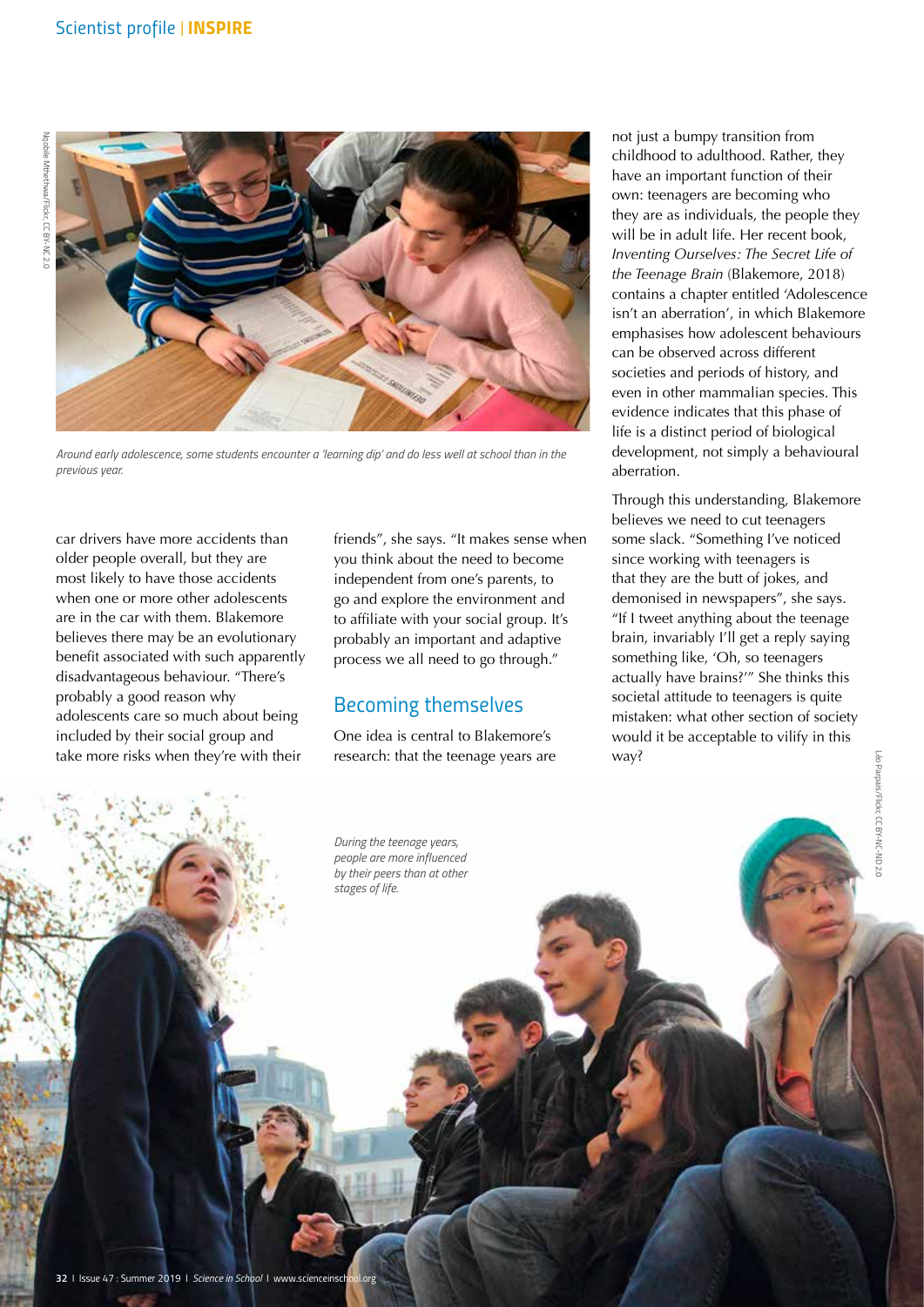Around early adolescence, some students encounter a 'learning dip' and do less well at school than in the previous year.

car drivers have more accidents than older people overall, but they are most likely to have those accidents when one or more other adolescents are in the car with them. Blakemore believes there may be an evolutionary benefit associated with such apparently disadvantageous behaviour. "There's probably a good reason why adolescents care so much about being included by their social group and take more risks when they're with their friends", she says. "It makes sense when you think about the need to become independent from one's parents, to go and explore the environment and to affiliate with your social group. It's probably an important and adaptive process we all need to go through."

## Becoming themselves

One idea is central to Blakemore's research: that the teenage years are not just a bumpy transition from childhood to adulthood. Rather, they have an important function of their own: teenagers are becoming who they are as individuals, the people they will be in adult life. Her recent book, *Inventing Ourselves: The Secret Life of the Teenage Brain* (Blakemore, 2018) contains a chapter entitled 'Adolescence isn't an aberration', in which Blakemore emphasises how adolescent behaviours can be observed across different societies and periods of history, and even in other mammalian species. This evidence indicates that this phase of life is a distinct period of biological development, not simply a behavioural aberration.

Through this understanding, Blakemore believes we need to cut teenagers some slack. "Something I've noticed since working with teenagers is that they are the butt of jokes, and demonised in newspapers", she says. "If I tweet anything about the teenage brain, invariably I'll get a reply saying something like, 'Oh, so teenagers actually have brains?'" She thinks this societal attitude to teenagers is quite mistaken: what other section of society would it be acceptable to vilify in this way?

During the teenage years, people are more influenced by their peers than at other stages of life.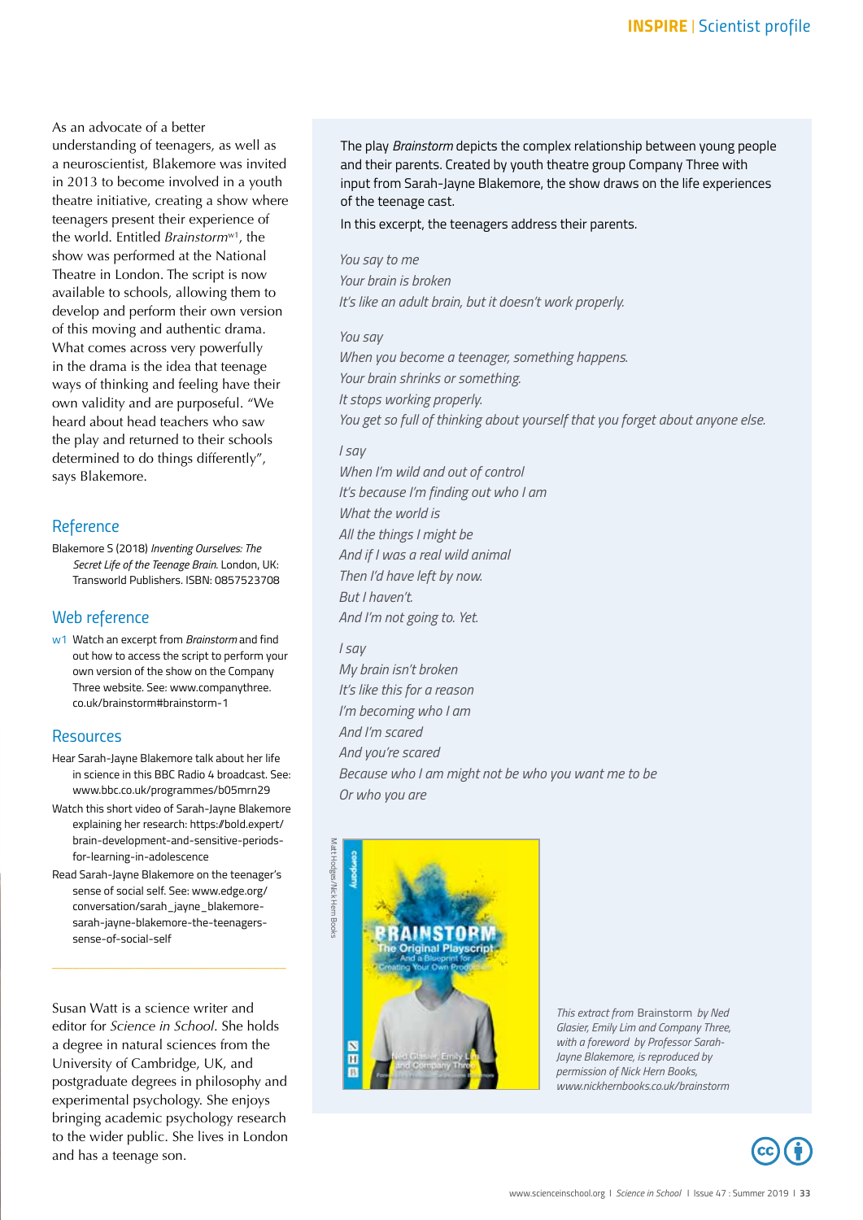As an advocate of a better understanding of teenagers, as well as a neuroscientist, Blakemore was invited in 2013 to become involved in a youth theatre initiative, creating a show where teenagers present their experience of the world. Entitled *Brainstorm*[w1], the show was performed at the National Theatre in London. The script is now available to schools, allowing them to develop and perform their own version of this moving and authentic drama. What comes across very powerfully in the drama is the idea that teenage ways of thinking and feeling have their own validity and are purposeful. "We heard about head teachers who saw the play and returned to their schools determined to do things differently", says Blakemore.

## Reference

Blakemore S (2018) *Inventing Ourselves: The Secret Life of the Teenage Brain*. London, UK: Transworld Publishers. ISBN: 0857523708

## Web reference

w1 Watch an excerpt from *Brainstorm* and find out how to access the script to perform your own version of the show on the Company Three website. See: www.companythree.co.uk/brainstorm#brainstorm-1

## Resources

Hear Sarah-Jayne Blakemore talk about her life in science in this BBC Radio 4 broadcast. See: www.bbc.co.uk/programmes/b05mrn29

Watch this short video of Sarah-Jayne Blakemore explaining her research: https://bold.expert/brain-development-and-sensitive-periods-for-learning-in-adolescence

Read Sarah-Jayne Blakemore on the teenager's sense of social self. See: www.edge.org/conversation/sarah_jayne_blakemore-sarah-jayne-blakemore-the-teenagers-sense-of-social-self

Susan Watt is a science writer and editor for *Science in School*. She holds a degree in natural sciences from the University of Cambridge, UK, and postgraduate degrees in philosophy and experimental psychology. She enjoys bringing academic psychology research to the wider public. She lives in London and has a teenage son.

---

The play *Brainstorm* depicts the complex relationship between young people and their parents. Created by youth theatre group Company Three with input from Sarah-Jayne Blakemore, the show draws on the life experiences of the teenage cast.

In this excerpt, the teenagers address their parents.

*You say to me*
*Your brain is broken*
*It's like an adult brain, but it doesn't work properly.*

*You say*
*When you become a teenager, something happens.*
*Your brain shrinks or something.*
*It stops working properly.*
*You get so full of thinking about yourself that you forget about anyone else.*

*I say*
*When I'm wild and out of control*
*It's because I'm finding out who I am*
*What the world is*
*All the things I might be*
*And if I was a real wild animal*
*Then I'd have left by now.*
*But I haven't.*
*And I'm not going to. Yet.*

*I say*
*My brain isn't broken*
*It's like this for a reason*
*I'm becoming who I am*
*And I'm scared*
*And you're scared*
*Because who I am might not be who you want me to be*
*Or who you are*

Matt Hodges/Nick Hern Books

*This extract from* Brainstorm *by Ned Glasier, Emily Lim and Company Three, with a foreword by Professor Sarah-Jayne Blakemore, is reproduced by permission of Nick Hern Books, www.nickhernbooks.co.uk/brainstorm*